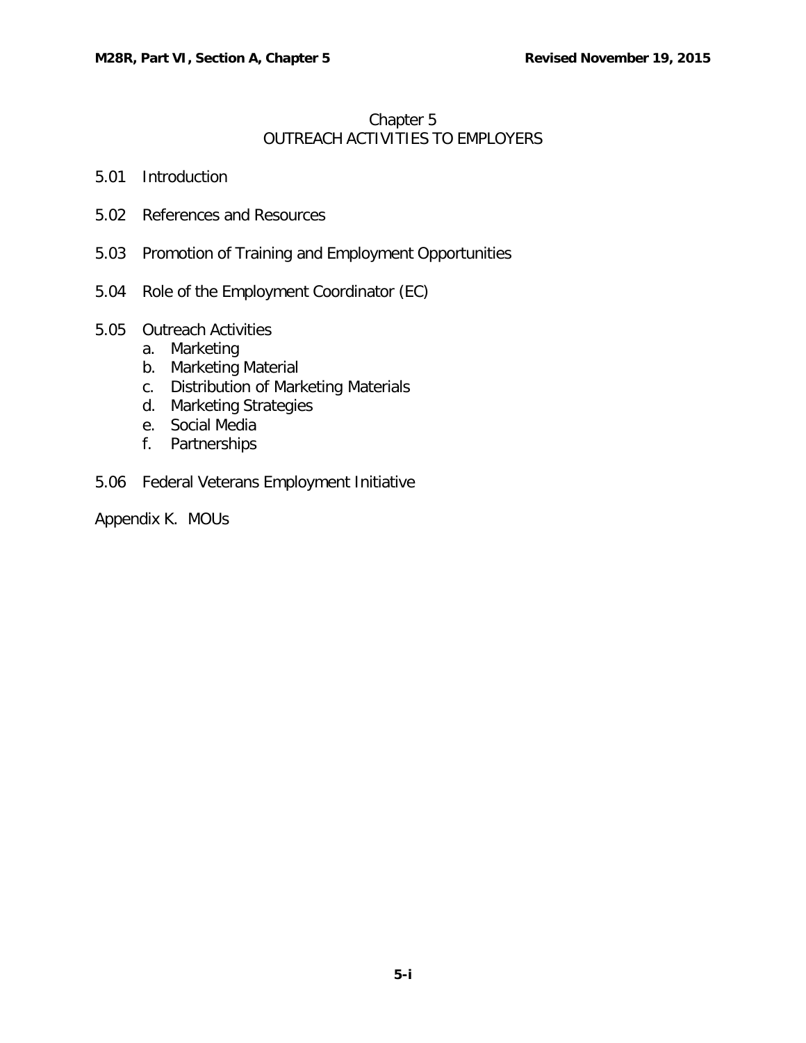# Chapter 5
# OUTREACH ACTIVITIES TO EMPLOYERS

5.01 Introduction

5.02 References and Resources

5.03 Promotion of Training and Employment Opportunities

5.04 Role of the Employment Coordinator (EC)

5.05 Outreach Activities
  a. Marketing
  b. Marketing Material
  c. Distribution of Marketing Materials
  d. Marketing Strategies
  e. Social Media
  f. Partnerships

5.06 Federal Veterans Employment Initiative

Appendix K. MOUs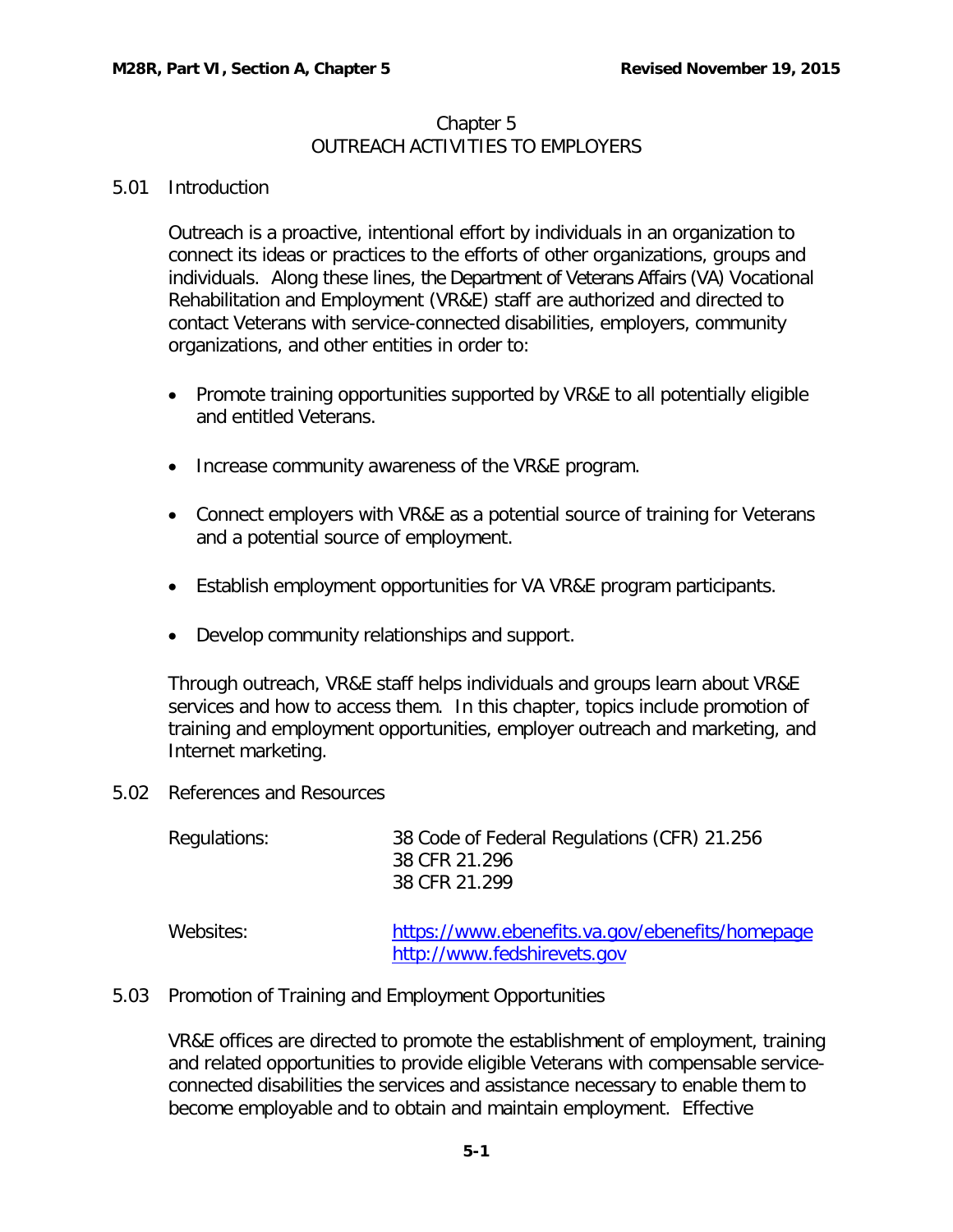# Chapter 5
## OUTREACH ACTIVITIES TO EMPLOYERS

### 5.01 Introduction

Outreach is a proactive, intentional effort by individuals in an organization to connect its ideas or practices to the efforts of other organizations, groups and individuals. Along these lines, the Department of Veterans Affairs (VA) Vocational Rehabilitation and Employment (VR&E) staff are authorized and directed to contact Veterans with service-connected disabilities, employers, community organizations, and other entities in order to:

- Promote training opportunities supported by VR&E to all potentially eligible and entitled Veterans.
- Increase community awareness of the VR&E program.
- Connect employers with VR&E as a potential source of training for Veterans and a potential source of employment.
- Establish employment opportunities for VA VR&E program participants.
- Develop community relationships and support.

Through outreach, VR&E staff helps individuals and groups learn about VR&E services and how to access them. In this chapter, topics include promotion of training and employment opportunities, employer outreach and marketing, and Internet marketing.

### 5.02 References and Resources

| | |
|---|---|
| Regulations: | 38 Code of Federal Regulations (CFR) 21.256<br>38 CFR 21.296<br>38 CFR 21.299 |
| Websites: | https://www.ebenefits.va.gov/ebenefits/homepage<br>http://www.fedshirevets.gov |

### 5.03 Promotion of Training and Employment Opportunities

VR&E offices are directed to promote the establishment of employment, training and related opportunities to provide eligible Veterans with compensable service-connected disabilities the services and assistance necessary to enable them to become employable and to obtain and maintain employment. Effective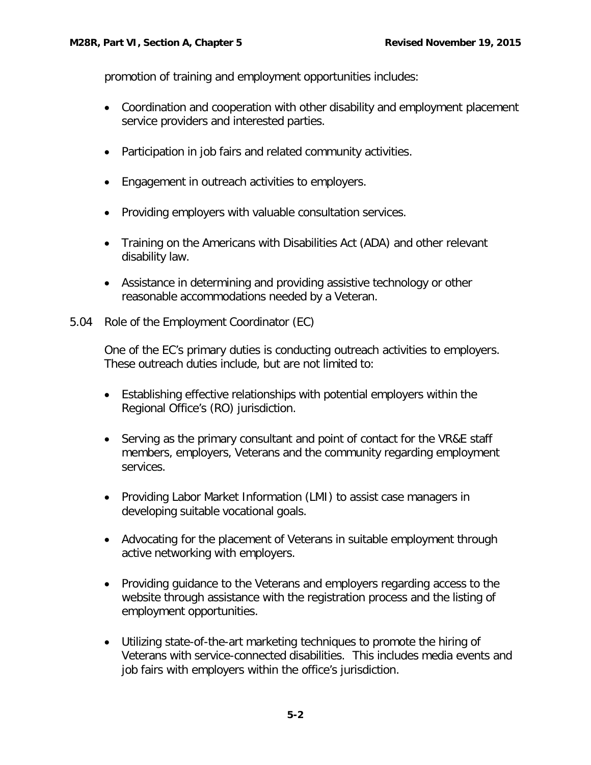promotion of training and employment opportunities includes:

- Coordination and cooperation with other disability and employment placement service providers and interested parties.
- Participation in job fairs and related community activities.
- Engagement in outreach activities to employers.
- Providing employers with valuable consultation services.
- Training on the Americans with Disabilities Act (ADA) and other relevant disability law.
- Assistance in determining and providing assistive technology or other reasonable accommodations needed by a Veteran.

## 5.04 Role of the Employment Coordinator (EC)

One of the EC's primary duties is conducting outreach activities to employers. These outreach duties include, but are not limited to:

- Establishing effective relationships with potential employers within the Regional Office's (RO) jurisdiction.
- Serving as the primary consultant and point of contact for the VR&E staff members, employers, Veterans and the community regarding employment services.
- Providing Labor Market Information (LMI) to assist case managers in developing suitable vocational goals.
- Advocating for the placement of Veterans in suitable employment through active networking with employers.
- Providing guidance to the Veterans and employers regarding access to the website through assistance with the registration process and the listing of employment opportunities.
- Utilizing state-of-the-art marketing techniques to promote the hiring of Veterans with service-connected disabilities. This includes media events and job fairs with employers within the office's jurisdiction.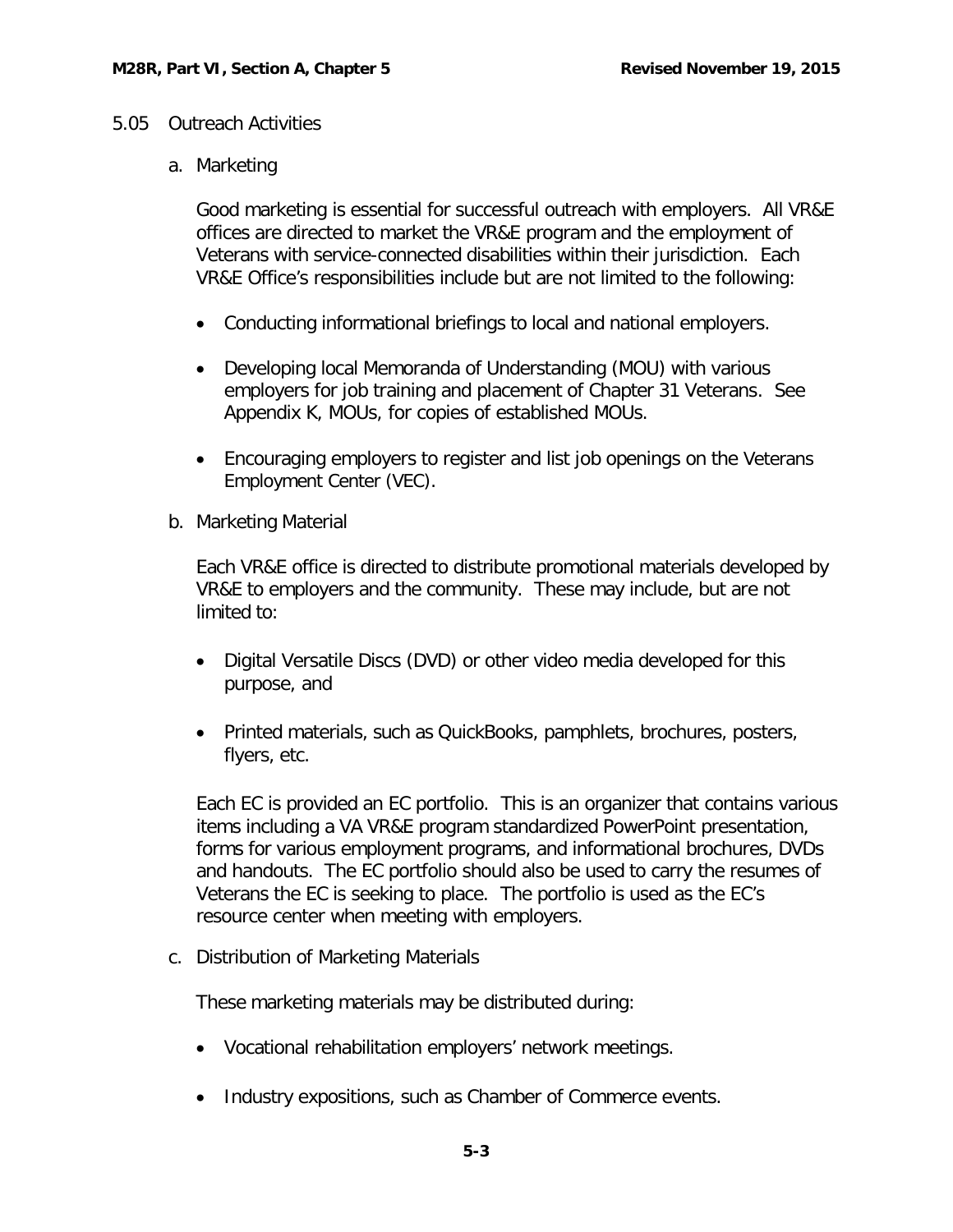## 5.05 Outreach Activities

### a. Marketing

Good marketing is essential for successful outreach with employers. All VR&E offices are directed to market the VR&E program and the employment of Veterans with service-connected disabilities within their jurisdiction. Each VR&E Office's responsibilities include but are not limited to the following:

- Conducting informational briefings to local and national employers.
- Developing local Memoranda of Understanding (MOU) with various employers for job training and placement of Chapter 31 Veterans. See Appendix K, MOUs, for copies of established MOUs.
- Encouraging employers to register and list job openings on the Veterans Employment Center (VEC).

### b. Marketing Material

Each VR&E office is directed to distribute promotional materials developed by VR&E to employers and the community. These may include, but are not limited to:

- Digital Versatile Discs (DVD) or other video media developed for this purpose, and
- Printed materials, such as QuickBooks, pamphlets, brochures, posters, flyers, etc.

Each EC is provided an EC portfolio. This is an organizer that contains various items including a VA VR&E program standardized PowerPoint presentation, forms for various employment programs, and informational brochures, DVDs and handouts. The EC portfolio should also be used to carry the resumes of Veterans the EC is seeking to place. The portfolio is used as the EC's resource center when meeting with employers.

### c. Distribution of Marketing Materials

These marketing materials may be distributed during:

- Vocational rehabilitation employers' network meetings.
- Industry expositions, such as Chamber of Commerce events.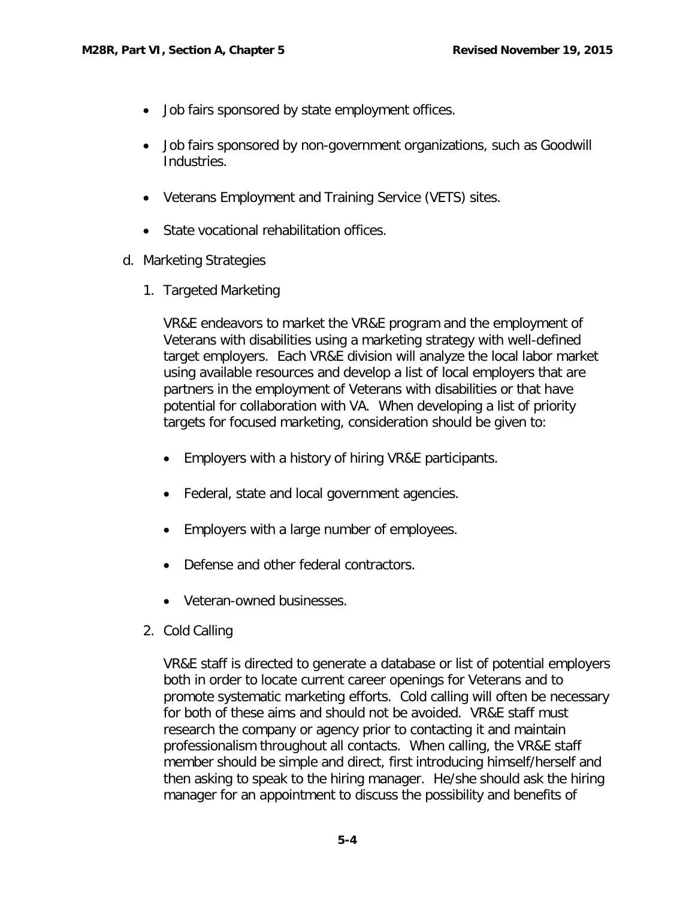- Job fairs sponsored by state employment offices.

- Job fairs sponsored by non-government organizations, such as Goodwill Industries.

- Veterans Employment and Training Service (VETS) sites.

- State vocational rehabilitation offices.

d. Marketing Strategies

1. Targeted Marketing

   VR&E endeavors to market the VR&E program and the employment of Veterans with disabilities using a marketing strategy with well-defined target employers. Each VR&E division will analyze the local labor market using available resources and develop a list of local employers that are partners in the employment of Veterans with disabilities or that have potential for collaboration with VA. When developing a list of priority targets for focused marketing, consideration should be given to:

   - Employers with a history of hiring VR&E participants.

   - Federal, state and local government agencies.

   - Employers with a large number of employees.

   - Defense and other federal contractors.

   - Veteran-owned businesses.

2. Cold Calling

   VR&E staff is directed to generate a database or list of potential employers both in order to locate current career openings for Veterans and to promote systematic marketing efforts. Cold calling will often be necessary for both of these aims and should not be avoided. VR&E staff must research the company or agency prior to contacting it and maintain professionalism throughout all contacts. When calling, the VR&E staff member should be simple and direct, first introducing himself/herself and then asking to speak to the hiring manager. He/she should ask the hiring manager for an appointment to discuss the possibility and benefits of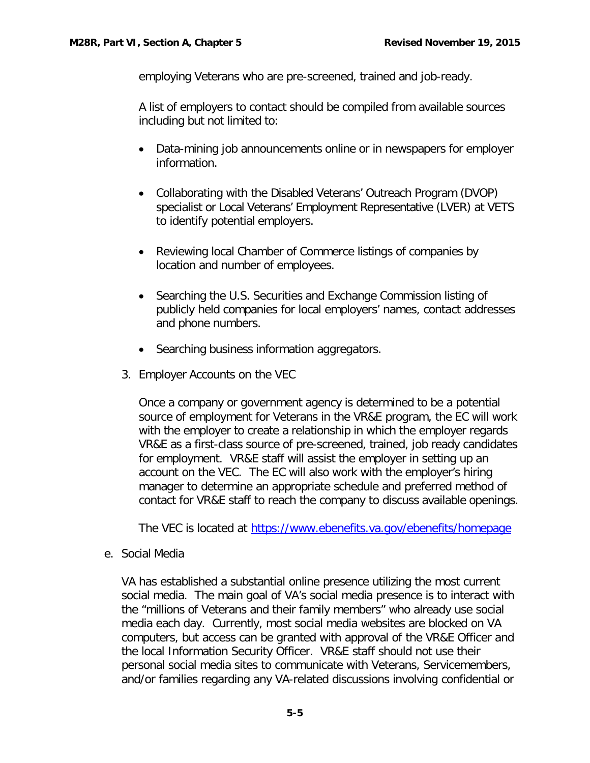employing Veterans who are pre-screened, trained and job-ready.

A list of employers to contact should be compiled from available sources including but not limited to:

- Data-mining job announcements online or in newspapers for employer information.
- Collaborating with the Disabled Veterans' Outreach Program (DVOP) specialist or Local Veterans' Employment Representative (LVER) at VETS to identify potential employers.
- Reviewing local Chamber of Commerce listings of companies by location and number of employees.
- Searching the U.S. Securities and Exchange Commission listing of publicly held companies for local employers' names, contact addresses and phone numbers.
- Searching business information aggregators.

3. Employer Accounts on the VEC

Once a company or government agency is determined to be a potential source of employment for Veterans in the VR&E program, the EC will work with the employer to create a relationship in which the employer regards VR&E as a first-class source of pre-screened, trained, job ready candidates for employment. VR&E staff will assist the employer in setting up an account on the VEC. The EC will also work with the employer's hiring manager to determine an appropriate schedule and preferred method of contact for VR&E staff to reach the company to discuss available openings.

The VEC is located at https://www.ebenefits.va.gov/ebenefits/homepage

e. Social Media

VA has established a substantial online presence utilizing the most current social media. The main goal of VA's social media presence is to interact with the "millions of Veterans and their family members" who already use social media each day. Currently, most social media websites are blocked on VA computers, but access can be granted with approval of the VR&E Officer and the local Information Security Officer. VR&E staff should not use their personal social media sites to communicate with Veterans, Servicemembers, and/or families regarding any VA-related discussions involving confidential or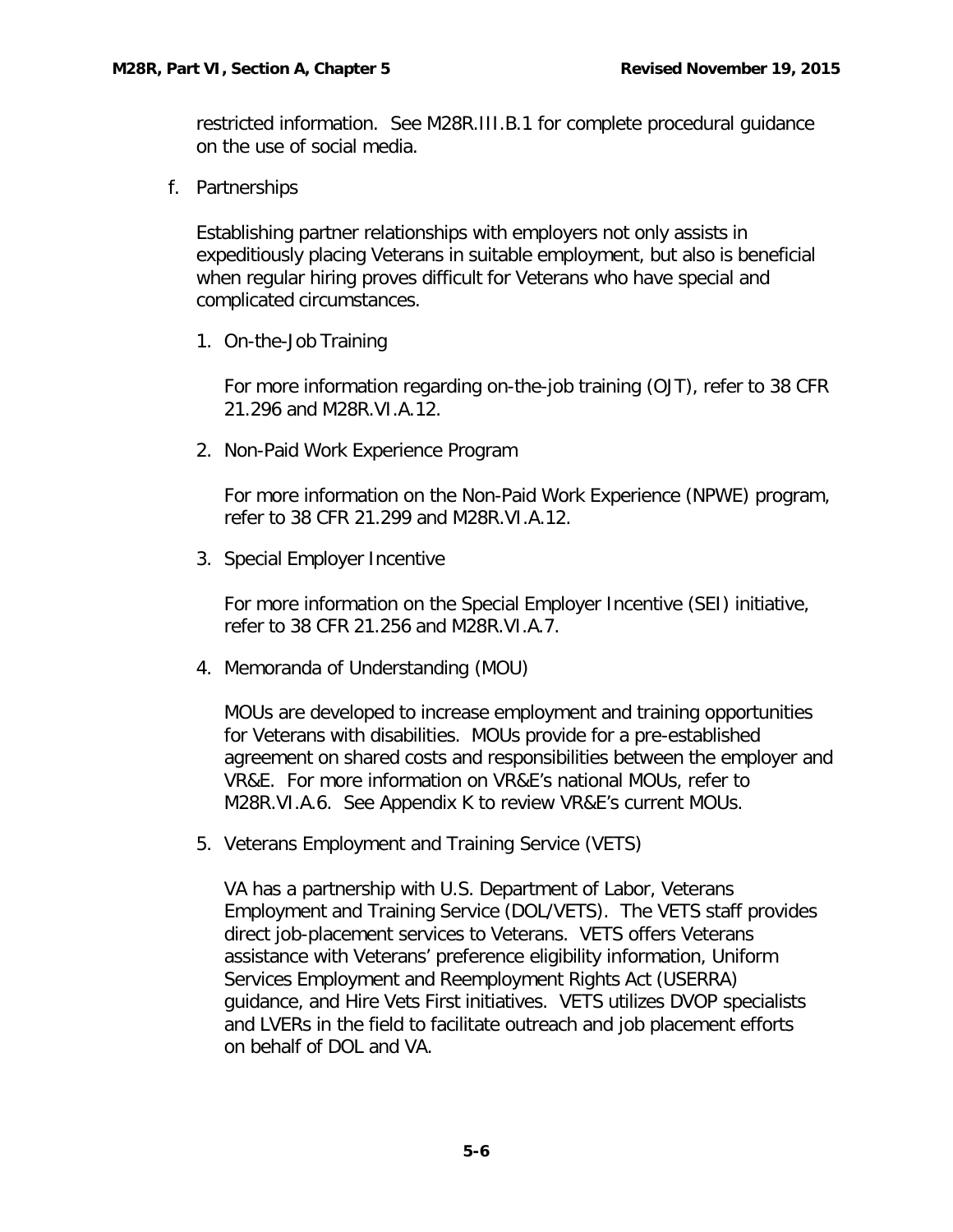restricted information. See M28R.III.B.1 for complete procedural guidance on the use of social media.

f. Partnerships

Establishing partner relationships with employers not only assists in expeditiously placing Veterans in suitable employment, but also is beneficial when regular hiring proves difficult for Veterans who have special and complicated circumstances.

1. On-the-Job Training

   For more information regarding on-the-job training (OJT), refer to 38 CFR 21.296 and M28R.VI.A.12.

2. Non-Paid Work Experience Program

   For more information on the Non-Paid Work Experience (NPWE) program, refer to 38 CFR 21.299 and M28R.VI.A.12.

3. Special Employer Incentive

   For more information on the Special Employer Incentive (SEI) initiative, refer to 38 CFR 21.256 and M28R.VI.A.7.

4. Memoranda of Understanding (MOU)

   MOUs are developed to increase employment and training opportunities for Veterans with disabilities. MOUs provide for a pre-established agreement on shared costs and responsibilities between the employer and VR&E. For more information on VR&E's national MOUs, refer to M28R.VI.A.6. See Appendix K to review VR&E's current MOUs.

5. Veterans Employment and Training Service (VETS)

   VA has a partnership with U.S. Department of Labor, Veterans Employment and Training Service (DOL/VETS). The VETS staff provides direct job-placement services to Veterans. VETS offers Veterans assistance with Veterans' preference eligibility information, Uniform Services Employment and Reemployment Rights Act (USERRA) guidance, and Hire Vets First initiatives. VETS utilizes DVOP specialists and LVERs in the field to facilitate outreach and job placement efforts on behalf of DOL and VA.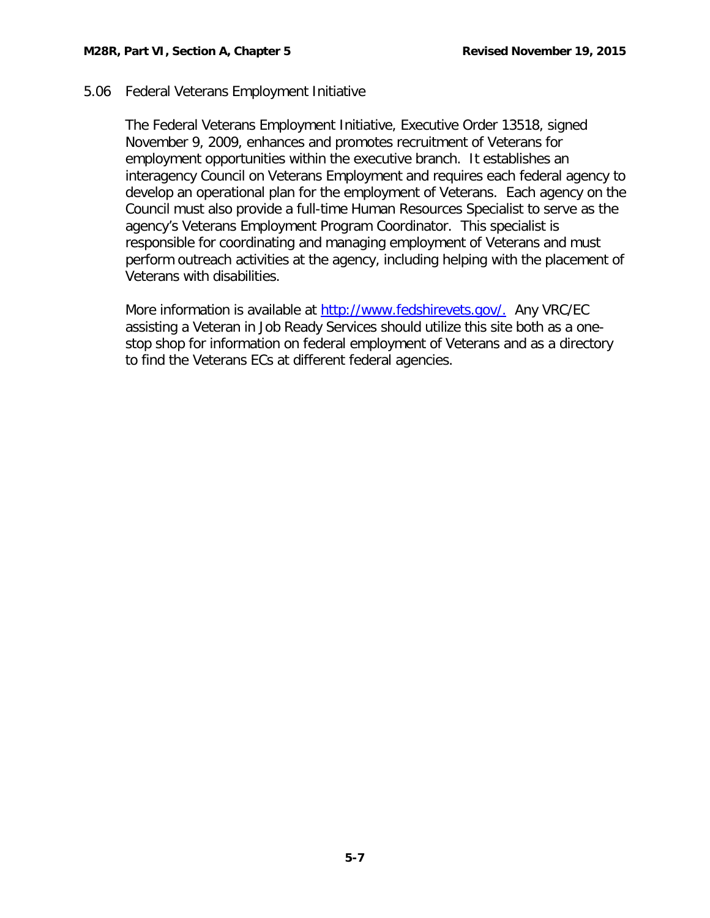## 5.06 Federal Veterans Employment Initiative

The Federal Veterans Employment Initiative, Executive Order 13518, signed November 9, 2009, enhances and promotes recruitment of Veterans for employment opportunities within the executive branch. It establishes an interagency Council on Veterans Employment and requires each federal agency to develop an operational plan for the employment of Veterans. Each agency on the Council must also provide a full-time Human Resources Specialist to serve as the agency's Veterans Employment Program Coordinator. This specialist is responsible for coordinating and managing employment of Veterans and must perform outreach activities at the agency, including helping with the placement of Veterans with disabilities.

More information is available at [http://www.fedshirevets.gov/.](http://www.fedshirevets.gov/) Any VRC/EC assisting a Veteran in Job Ready Services should utilize this site both as a one-stop shop for information on federal employment of Veterans and as a directory to find the Veterans ECs at different federal agencies.